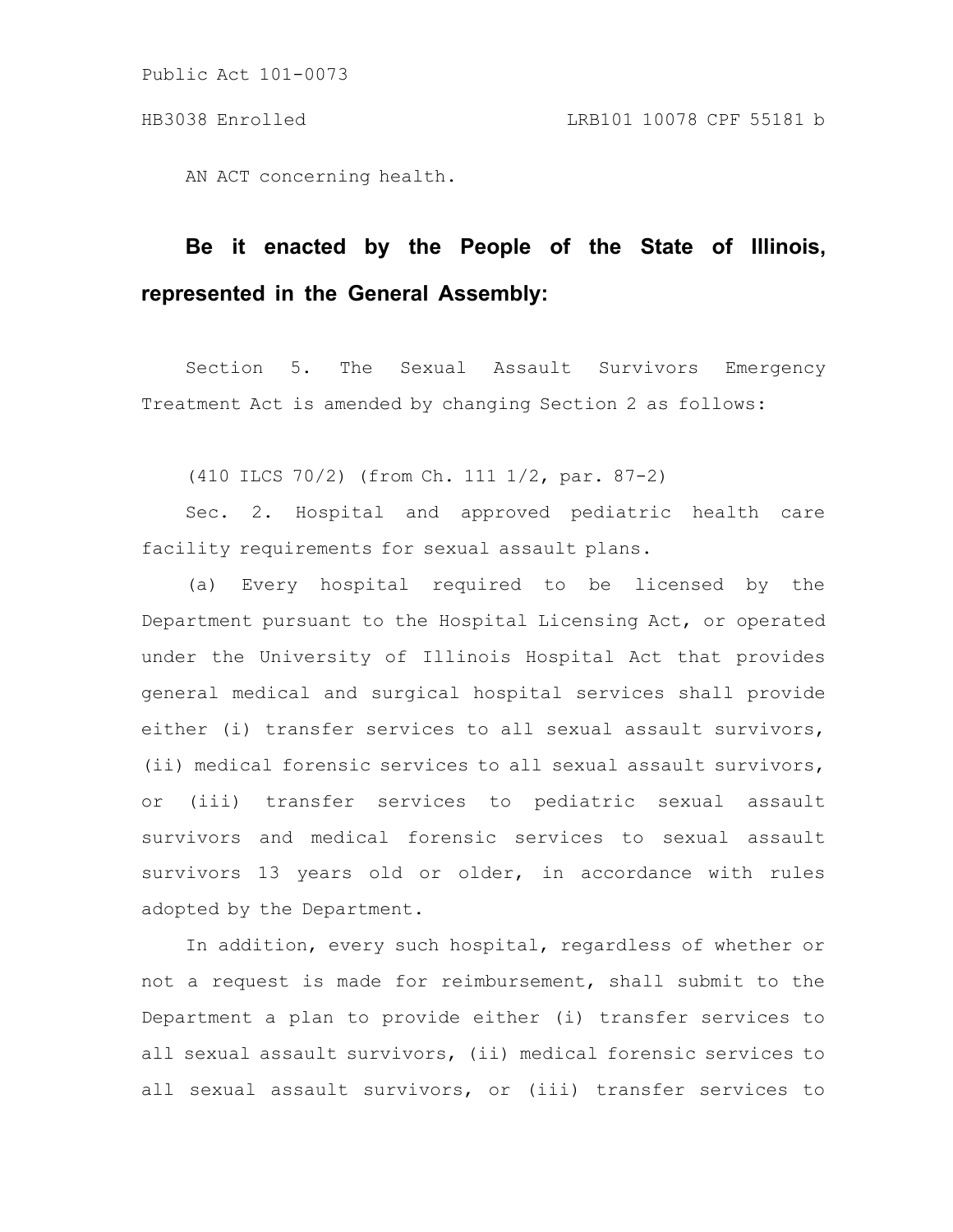Public Act 101-0073

HB3038 Enrolled LRB101 10078 CPF 55181 b

AN ACT concerning health.

**Be it enacted by the People of the State of Illinois, represented in the General Assembly:**

Section 5. The Sexual Assault Survivors Emergency Treatment Act is amended by changing Section 2 as follows:

(410 ILCS 70/2) (from Ch. 111 1/2, par. 87-2)

Sec. 2. Hospital and approved pediatric health care facility requirements for sexual assault plans.

(a) Every hospital required to be licensed by the Department pursuant to the Hospital Licensing Act, or operated under the University of Illinois Hospital Act that provides general medical and surgical hospital services shall provide either (i) transfer services to all sexual assault survivors, (ii) medical forensic services to all sexual assault survivors, or (iii) transfer services to pediatric sexual assault survivors and medical forensic services to sexual assault survivors 13 years old or older, in accordance with rules adopted by the Department.

In addition, every such hospital, regardless of whether or not a request is made for reimbursement, shall submit to the Department a plan to provide either (i) transfer services to all sexual assault survivors, (ii) medical forensic services to all sexual assault survivors, or (iii) transfer services to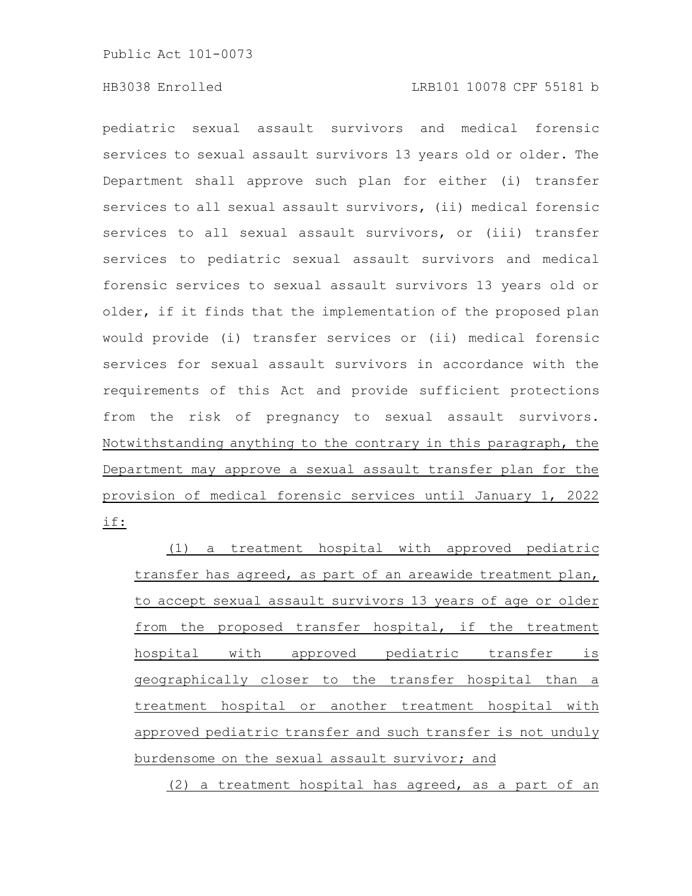pediatric sexual assault survivors and medical forensic services to sexual assault survivors 13 years old or older. The Department shall approve such plan for either (i) transfer services to all sexual assault survivors, (ii) medical forensic services to all sexual assault survivors, or (iii) transfer services to pediatric sexual assault survivors and medical forensic services to sexual assault survivors 13 years old or older, if it finds that the implementation of the proposed plan would provide (i) transfer services or (ii) medical forensic services for sexual assault survivors in accordance with the requirements of this Act and provide sufficient protections from the risk of pregnancy to sexual assault survivors. Notwithstanding anything to the contrary in this paragraph, the Department may approve a sexual assault transfer plan for the provision of medical forensic services until January 1, 2022 if:

(1) a treatment hospital with approved pediatric transfer has agreed, as part of an areawide treatment plan, to accept sexual assault survivors 13 years of age or older from the proposed transfer hospital, if the treatment hospital with approved pediatric transfer is geographically closer to the transfer hospital than a treatment hospital or another treatment hospital with approved pediatric transfer and such transfer is not unduly burdensome on the sexual assault survivor; and

(2) a treatment hospital has agreed, as a part of an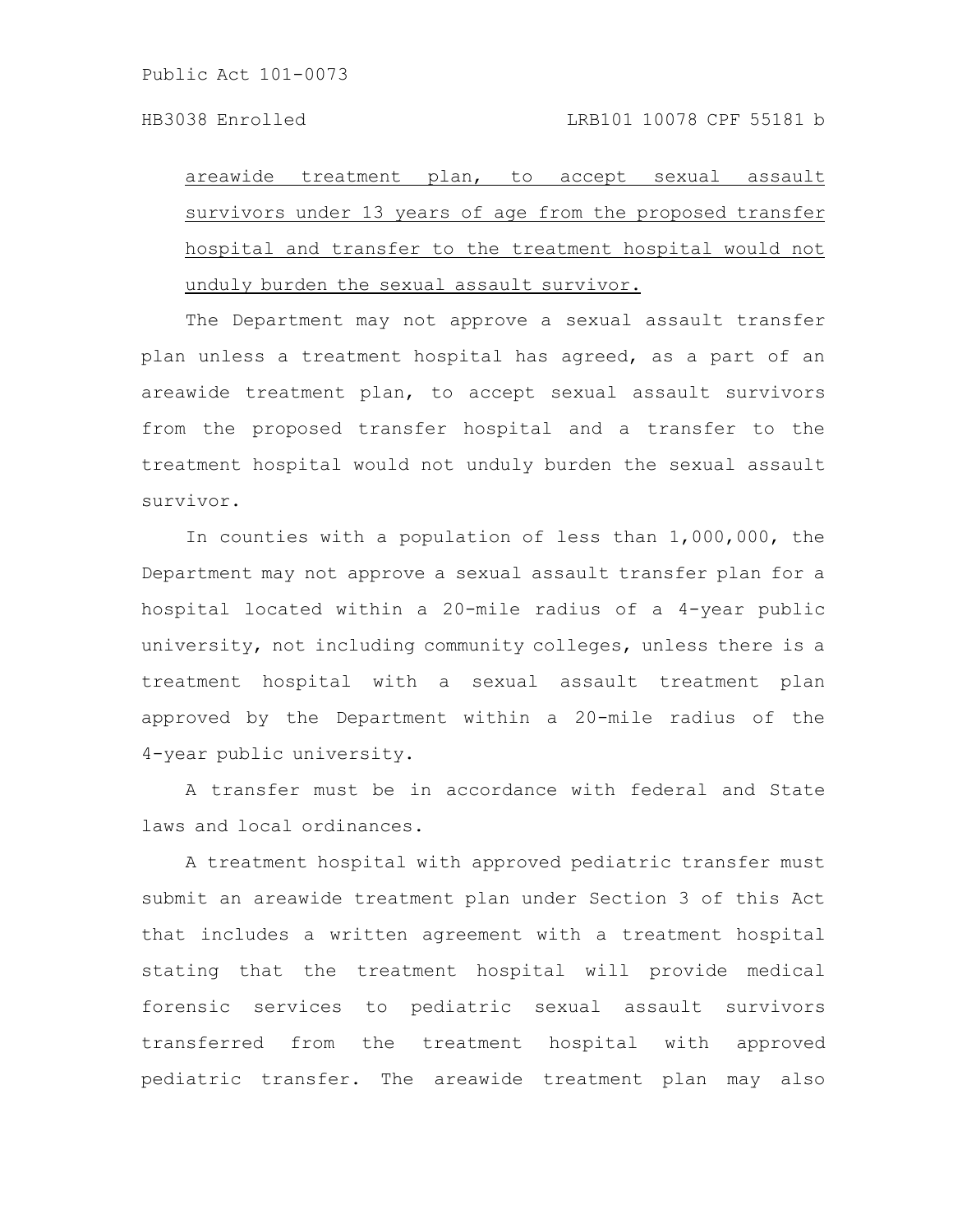areawide treatment plan, to accept sexual assault survivors under 13 years of age from the proposed transfer hospital and transfer to the treatment hospital would not unduly burden the sexual assault survivor.

The Department may not approve a sexual assault transfer plan unless a treatment hospital has agreed, as a part of an areawide treatment plan, to accept sexual assault survivors from the proposed transfer hospital and a transfer to the treatment hospital would not unduly burden the sexual assault survivor.

In counties with a population of less than 1,000,000, the Department may not approve a sexual assault transfer plan for a hospital located within a 20-mile radius of a 4-year public university, not including community colleges, unless there is a treatment hospital with a sexual assault treatment plan approved by the Department within a 20-mile radius of the 4-year public university.

A transfer must be in accordance with federal and State laws and local ordinances.

A treatment hospital with approved pediatric transfer must submit an areawide treatment plan under Section 3 of this Act that includes a written agreement with a treatment hospital stating that the treatment hospital will provide medical forensic services to pediatric sexual assault survivors transferred from the treatment hospital with approved pediatric transfer. The areawide treatment plan may also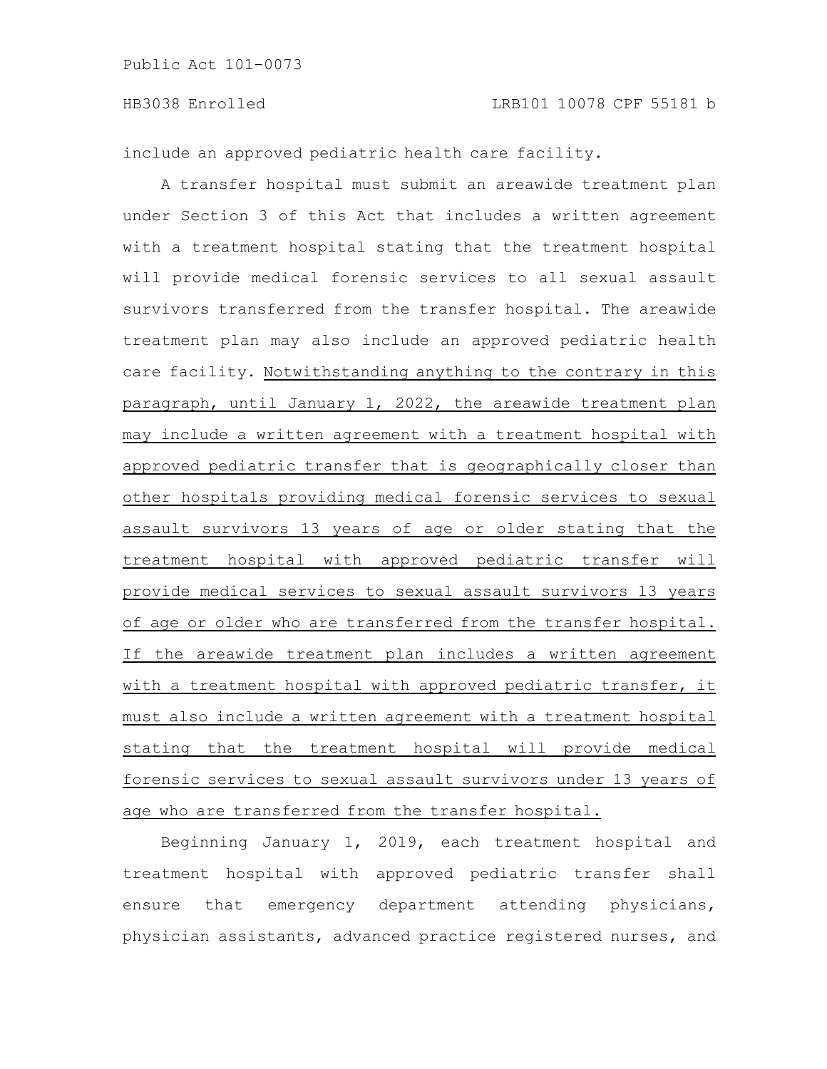include an approved pediatric health care facility.

A transfer hospital must submit an areawide treatment plan under Section 3 of this Act that includes a written agreement with a treatment hospital stating that the treatment hospital will provide medical forensic services to all sexual assault survivors transferred from the transfer hospital. The areawide treatment plan may also include an approved pediatric health care facility. <u>Notwithstanding anything to the contrary in this paragraph, until January 1, 2022, the areawide treatment plan may include a written agreement with a treatment hospital with approved pediatric transfer that is geographically closer than other hospitals providing medical forensic services to sexual assault survivors 13 years of age or older stating that the treatment hospital with approved pediatric transfer will provide medical services to sexual assault survivors 13 years of age or older who are transferred from the transfer hospital. If the areawide treatment plan includes a written agreement with a treatment hospital with approved pediatric transfer, it must also include a written agreement with a treatment hospital stating that the treatment hospital will provide medical forensic services to sexual assault survivors under 13 years of age who are transferred from the transfer hospital.</u>

Beginning January 1, 2019, each treatment hospital and treatment hospital with approved pediatric transfer shall ensure that emergency department attending physicians, physician assistants, advanced practice registered nurses, and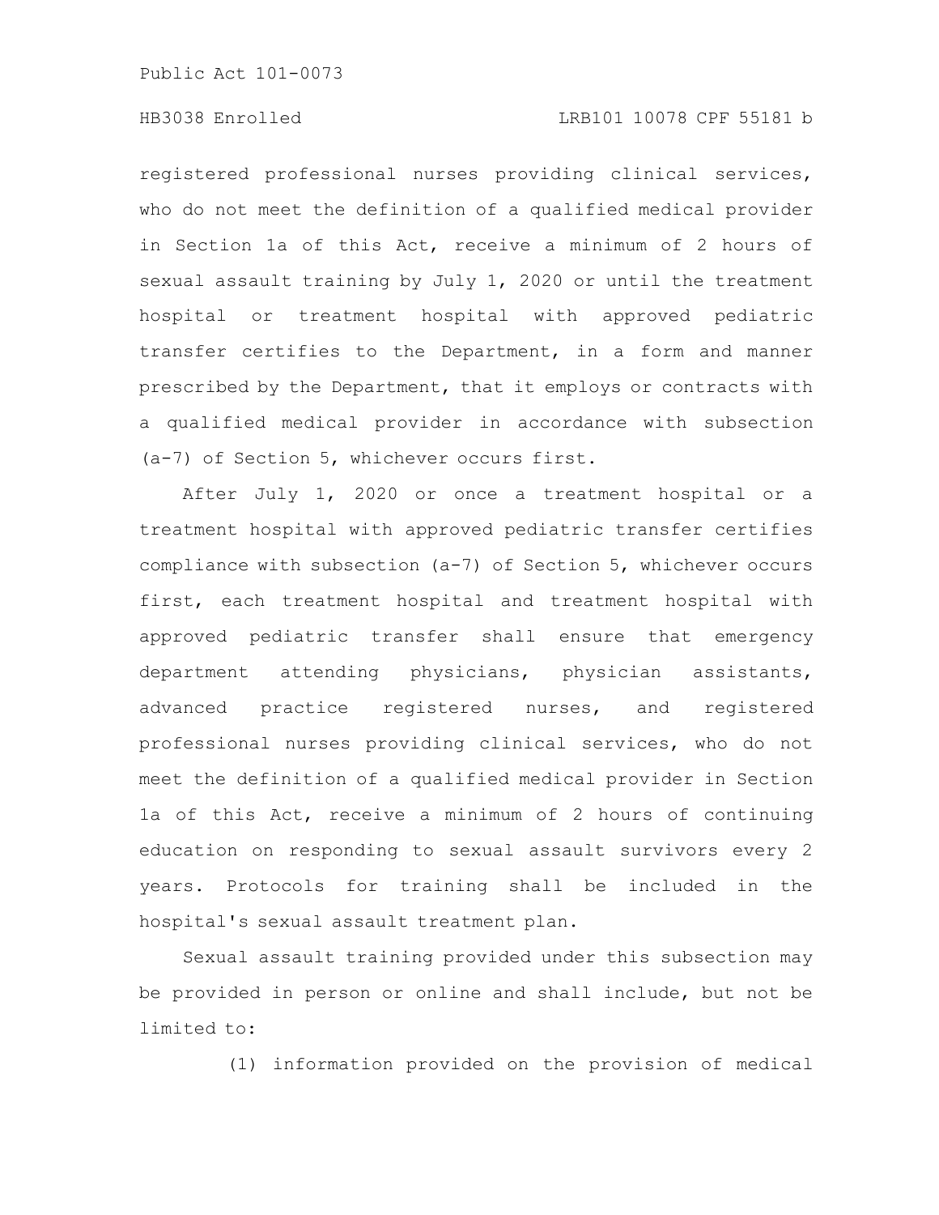registered professional nurses providing clinical services, who do not meet the definition of a qualified medical provider in Section 1a of this Act, receive a minimum of 2 hours of sexual assault training by July 1, 2020 or until the treatment hospital or treatment hospital with approved pediatric transfer certifies to the Department, in a form and manner prescribed by the Department, that it employs or contracts with a qualified medical provider in accordance with subsection (a-7) of Section 5, whichever occurs first.

After July 1, 2020 or once a treatment hospital or a treatment hospital with approved pediatric transfer certifies compliance with subsection (a-7) of Section 5, whichever occurs first, each treatment hospital and treatment hospital with approved pediatric transfer shall ensure that emergency department attending physicians, physician assistants, advanced practice registered nurses, and registered professional nurses providing clinical services, who do not meet the definition of a qualified medical provider in Section 1a of this Act, receive a minimum of 2 hours of continuing education on responding to sexual assault survivors every 2 years. Protocols for training shall be included in the hospital's sexual assault treatment plan.

Sexual assault training provided under this subsection may be provided in person or online and shall include, but not be limited to:

(1) information provided on the provision of medical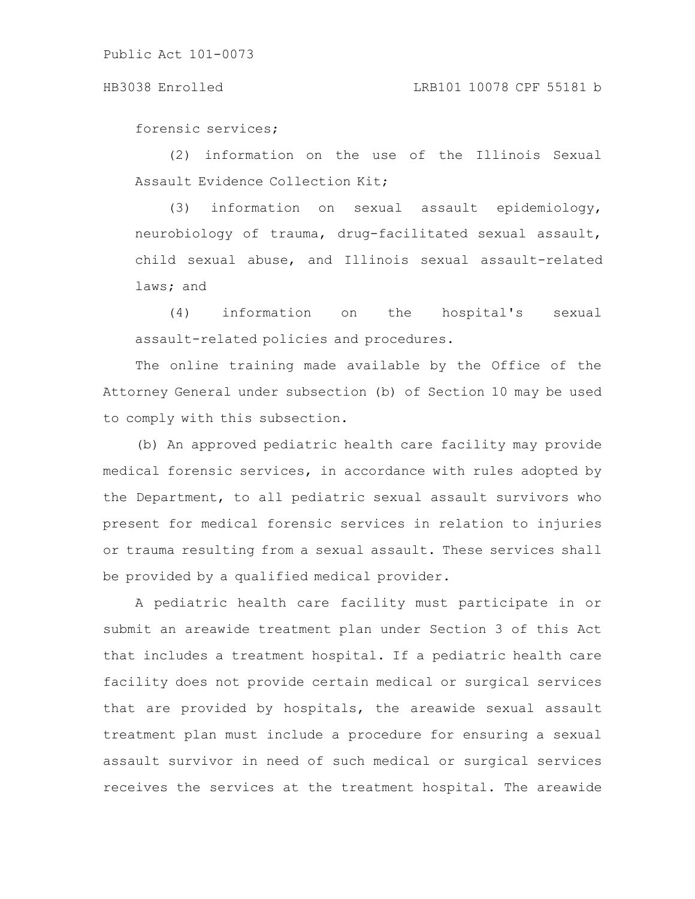forensic services;

(2) information on the use of the Illinois Sexual Assault Evidence Collection Kit;

(3) information on sexual assault epidemiology, neurobiology of trauma, drug-facilitated sexual assault, child sexual abuse, and Illinois sexual assault-related laws; and

(4) information on the hospital's sexual assault-related policies and procedures.

The online training made available by the Office of the Attorney General under subsection (b) of Section 10 may be used to comply with this subsection.

(b) An approved pediatric health care facility may provide medical forensic services, in accordance with rules adopted by the Department, to all pediatric sexual assault survivors who present for medical forensic services in relation to injuries or trauma resulting from a sexual assault. These services shall be provided by a qualified medical provider.

A pediatric health care facility must participate in or submit an areawide treatment plan under Section 3 of this Act that includes a treatment hospital. If a pediatric health care facility does not provide certain medical or surgical services that are provided by hospitals, the areawide sexual assault treatment plan must include a procedure for ensuring a sexual assault survivor in need of such medical or surgical services receives the services at the treatment hospital. The areawide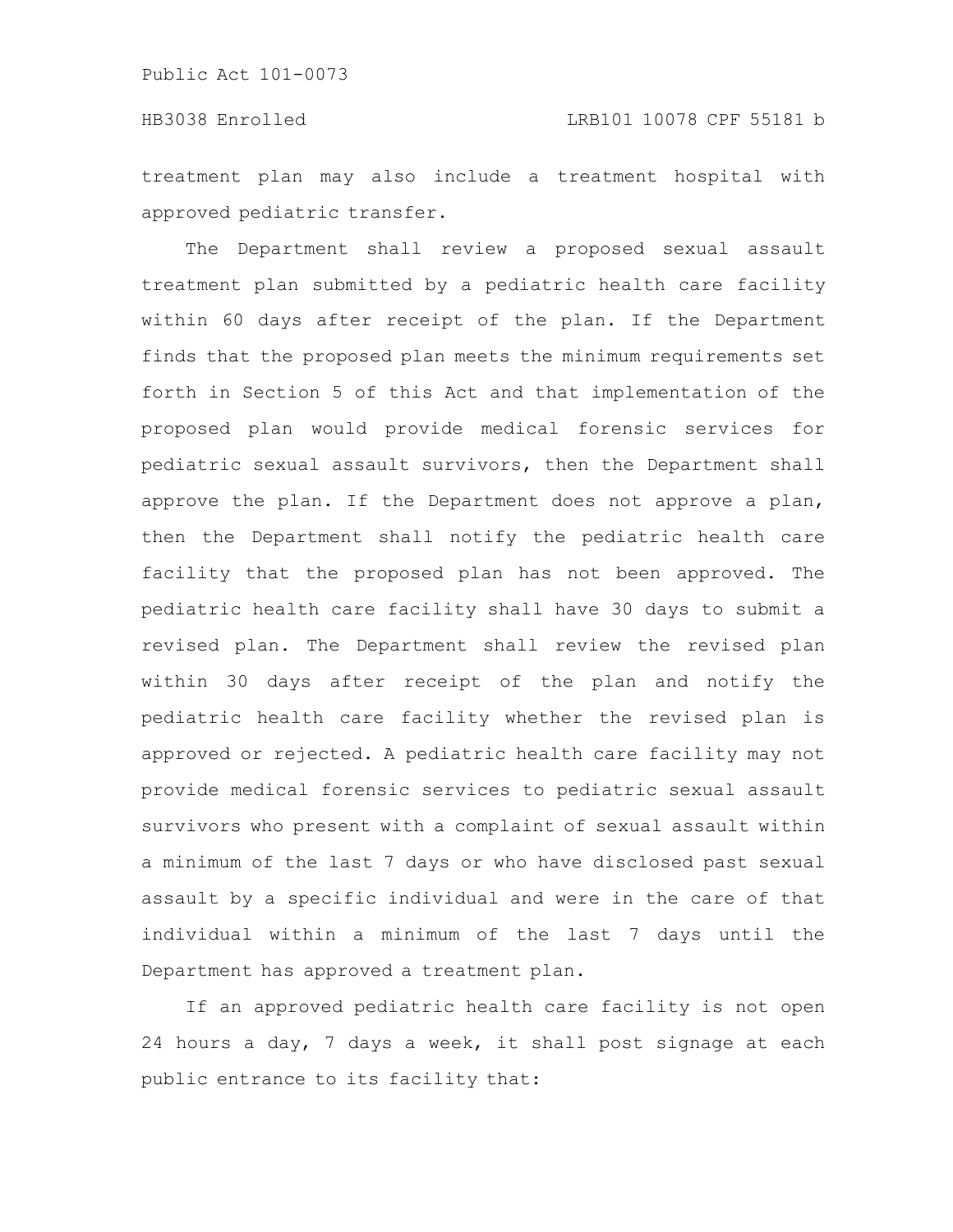treatment plan may also include a treatment hospital with approved pediatric transfer.

The Department shall review a proposed sexual assault treatment plan submitted by a pediatric health care facility within 60 days after receipt of the plan. If the Department finds that the proposed plan meets the minimum requirements set forth in Section 5 of this Act and that implementation of the proposed plan would provide medical forensic services for pediatric sexual assault survivors, then the Department shall approve the plan. If the Department does not approve a plan, then the Department shall notify the pediatric health care facility that the proposed plan has not been approved. The pediatric health care facility shall have 30 days to submit a revised plan. The Department shall review the revised plan within 30 days after receipt of the plan and notify the pediatric health care facility whether the revised plan is approved or rejected. A pediatric health care facility may not provide medical forensic services to pediatric sexual assault survivors who present with a complaint of sexual assault within a minimum of the last 7 days or who have disclosed past sexual assault by a specific individual and were in the care of that individual within a minimum of the last 7 days until the Department has approved a treatment plan.

If an approved pediatric health care facility is not open 24 hours a day, 7 days a week, it shall post signage at each public entrance to its facility that: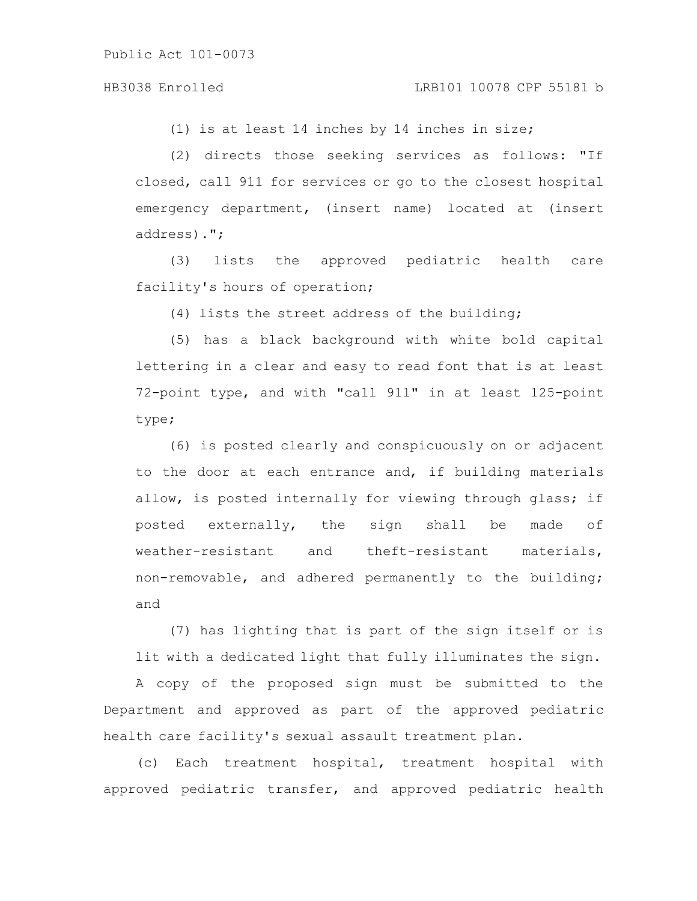(1) is at least 14 inches by 14 inches in size;

(2) directs those seeking services as follows: "If closed, call 911 for services or go to the closest hospital emergency department, (insert name) located at (insert address).";

(3) lists the approved pediatric health care facility's hours of operation;

(4) lists the street address of the building;

(5) has a black background with white bold capital lettering in a clear and easy to read font that is at least 72-point type, and with "call 911" in at least 125-point type;

(6) is posted clearly and conspicuously on or adjacent to the door at each entrance and, if building materials allow, is posted internally for viewing through glass; if posted externally, the sign shall be made of weather-resistant and theft-resistant materials, non-removable, and adhered permanently to the building; and

(7) has lighting that is part of the sign itself or is lit with a dedicated light that fully illuminates the sign.

A copy of the proposed sign must be submitted to the Department and approved as part of the approved pediatric health care facility's sexual assault treatment plan.

(c) Each treatment hospital, treatment hospital with approved pediatric transfer, and approved pediatric health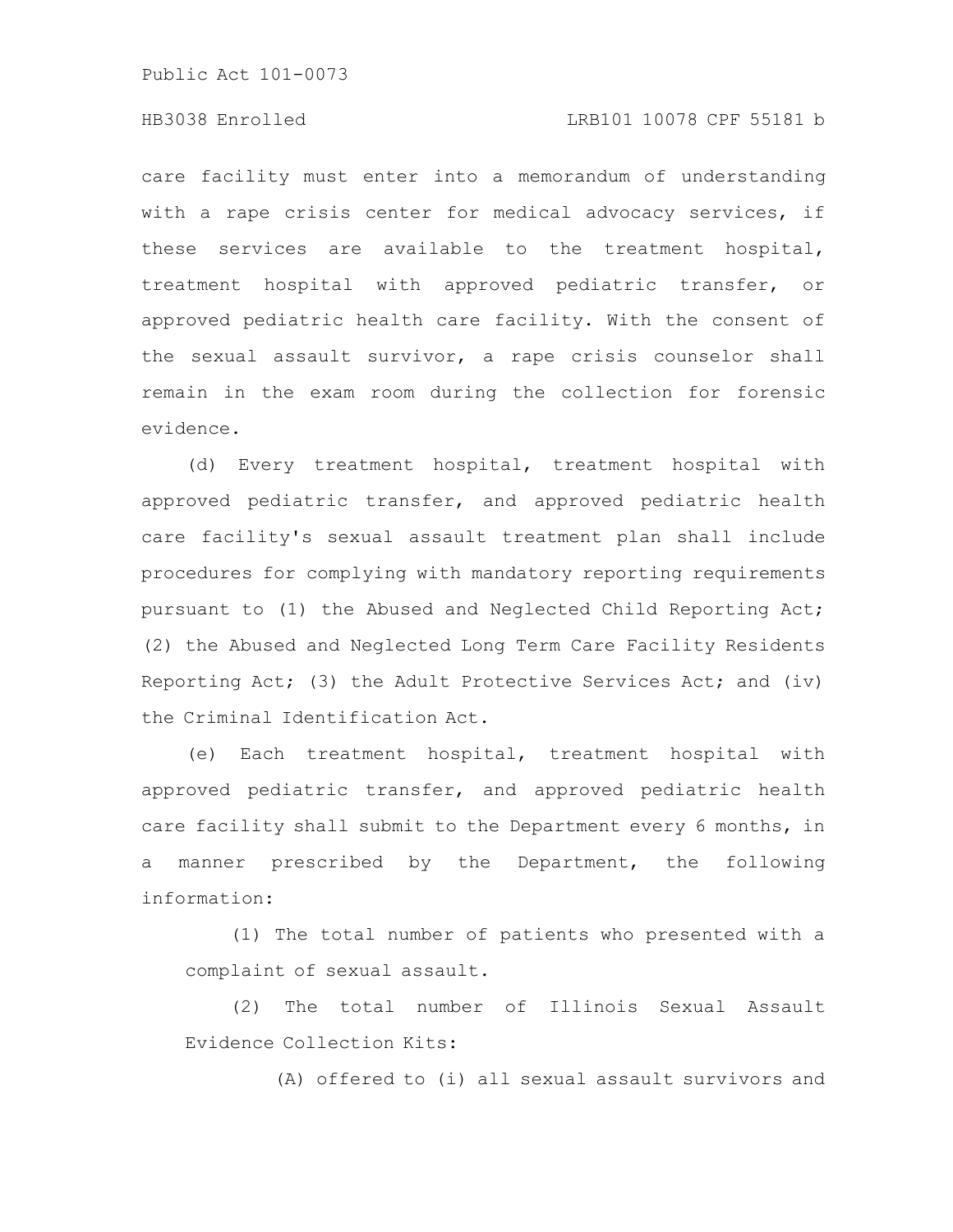care facility must enter into a memorandum of understanding with a rape crisis center for medical advocacy services, if these services are available to the treatment hospital, treatment hospital with approved pediatric transfer, or approved pediatric health care facility. With the consent of the sexual assault survivor, a rape crisis counselor shall remain in the exam room during the collection for forensic evidence.

(d) Every treatment hospital, treatment hospital with approved pediatric transfer, and approved pediatric health care facility's sexual assault treatment plan shall include procedures for complying with mandatory reporting requirements pursuant to (1) the Abused and Neglected Child Reporting Act; (2) the Abused and Neglected Long Term Care Facility Residents Reporting Act; (3) the Adult Protective Services Act; and (iv) the Criminal Identification Act.

(e) Each treatment hospital, treatment hospital with approved pediatric transfer, and approved pediatric health care facility shall submit to the Department every 6 months, in a manner prescribed by the Department, the following information:

(1) The total number of patients who presented with a complaint of sexual assault.

(2) The total number of Illinois Sexual Assault Evidence Collection Kits:

(A) offered to (i) all sexual assault survivors and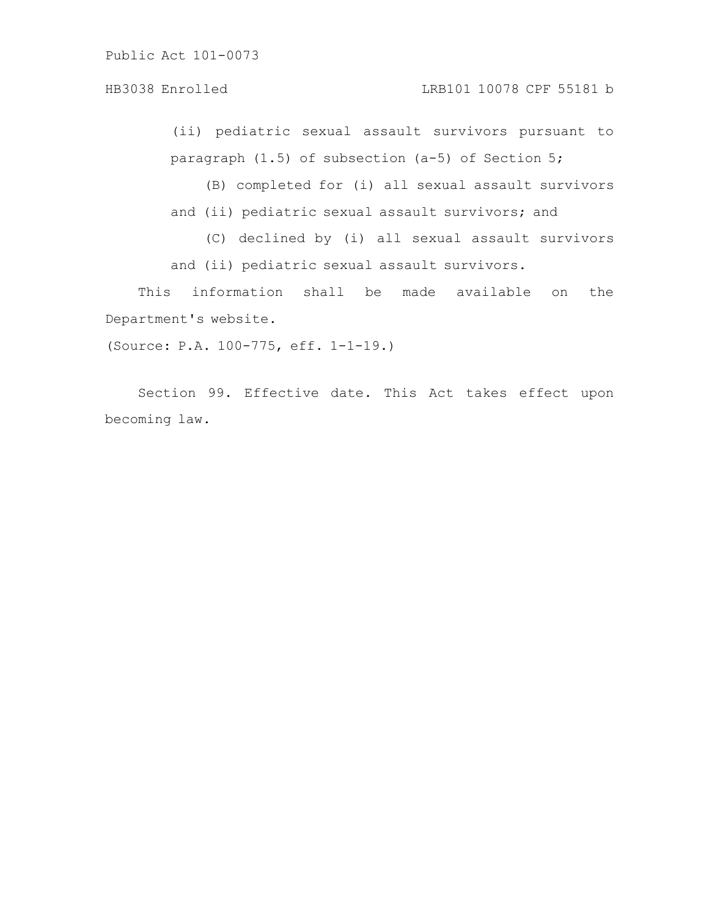(ii) pediatric sexual assault survivors pursuant to paragraph (1.5) of subsection (a-5) of Section 5;

(B) completed for (i) all sexual assault survivors and (ii) pediatric sexual assault survivors; and

(C) declined by (i) all sexual assault survivors and (ii) pediatric sexual assault survivors.

This information shall be made available on the Department's website.

(Source: P.A. 100-775, eff. 1-1-19.)

Section 99. Effective date. This Act takes effect upon becoming law.